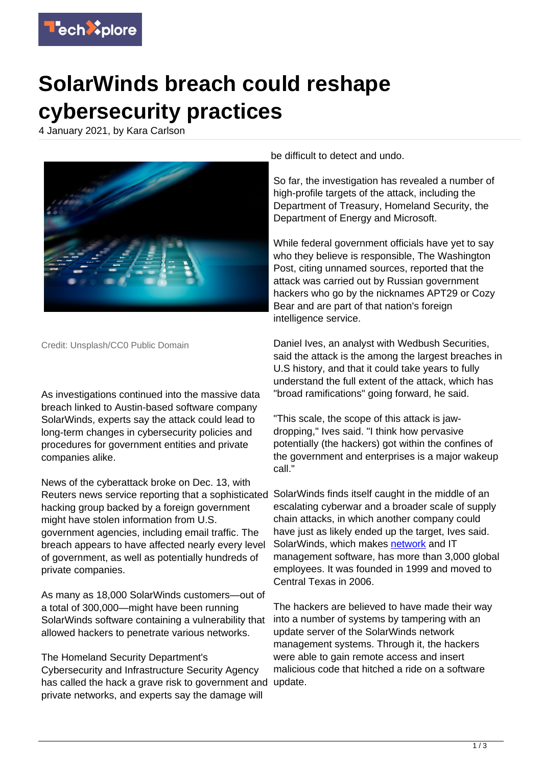# SolarWinds breach could reshape cybersecurity practices

4 January 2021, by Kara Carlson

Credit: Unsplash/CC0 Public Domain

As investigations continued into the massive data breach linked to Austin-based software company SolarWinds, experts say the attack could lead to long-term changes in cybersecurity policies and procedures for government entities and private companies alike.

News of the cyberattack broke on Dec. 13, with Reuters news service reporting that a sophisticated hacking group backed by a foreign government might have stolen information from U.S. government agencies, including email traffic. The breach appears to have affected nearly every level of government, as well as potentially hundreds of private companies.

As many as 18,000 SolarWinds customers—out of a total of 300,000—might have been running SolarWinds software containing a vulnerability that allowed hackers to penetrate various networks.

The Homeland Security Department's Cybersecurity and Infrastructure Security Agency has called the hack a grave risk to government and private networks, and experts say the damage will be difficult to detect and undo.

So far, the investigation has revealed a number of high-profile targets of the attack, including the Department of Treasury, Homeland Security, the Department of Energy and Microsoft.

While federal government officials have yet to say who they believe is responsible, The Washington Post, citing unnamed sources, reported that the attack was carried out by Russian government hackers who go by the nicknames APT29 or Cozy Bear and are part of that nation's foreign intelligence service.

Daniel Ives, an analyst with Wedbush Securities, said the attack is the among the largest breaches in U.S history, and that it could take years to fully understand the full extent of the attack, which has "broad ramifications" going forward, he said.

"This scale, the scope of this attack is jaw-dropping," Ives said. "I think how pervasive potentially (the hackers) got within the confines of the government and enterprises is a major wakeup call."

SolarWinds finds itself caught in the middle of an escalating cyberwar and a broader scale of supply chain attacks, in which another company could have just as likely ended up the target, Ives said. SolarWinds, which makes network and IT management software, has more than 3,000 global employees. It was founded in 1999 and moved to Central Texas in 2006.

The hackers are believed to have made their way into a number of systems by tampering with an update server of the SolarWinds network management systems. Through it, the hackers were able to gain remote access and insert malicious code that hitched a ride on a software update.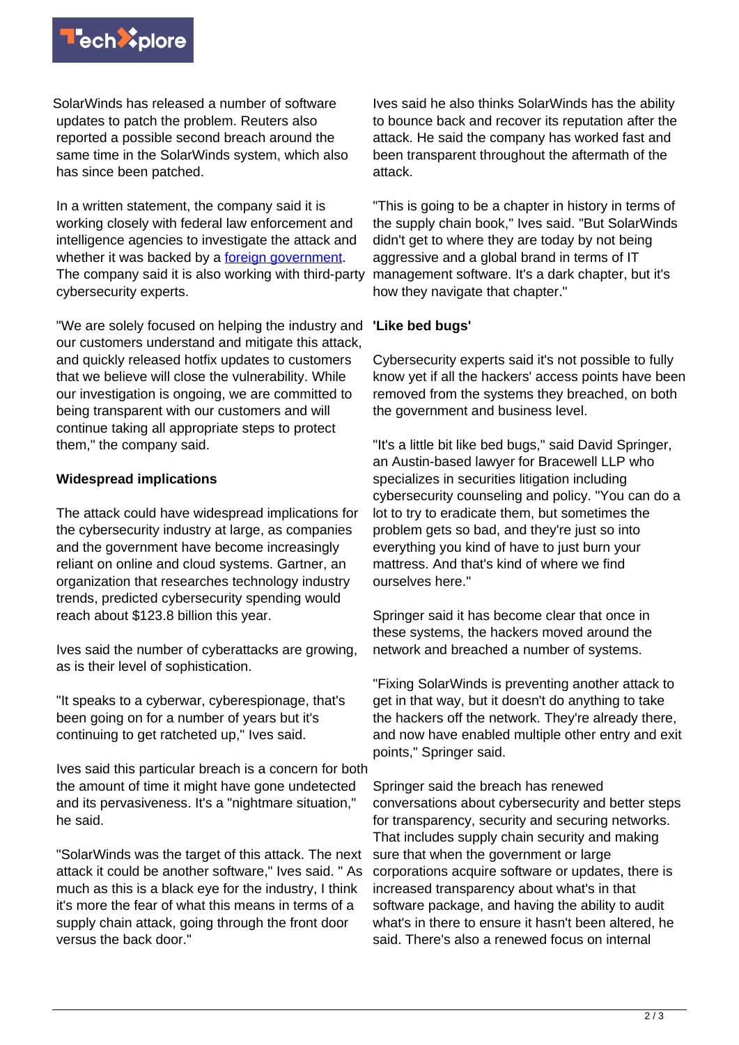SolarWinds has released a number of software updates to patch the problem. Reuters also reported a possible second breach around the same time in the SolarWinds system, which also has since been patched.

In a written statement, the company said it is working closely with federal law enforcement and intelligence agencies to investigate the attack and whether it was backed by a foreign government. The company said it is also working with third-party cybersecurity experts.

"We are solely focused on helping the industry and our customers understand and mitigate this attack, and quickly released hotfix updates to customers that we believe will close the vulnerability. While our investigation is ongoing, we are committed to being transparent with our customers and will continue taking all appropriate steps to protect them," the company said.

**Widespread implications**

The attack could have widespread implications for the cybersecurity industry at large, as companies and the government have become increasingly reliant on online and cloud systems. Gartner, an organization that researches technology industry trends, predicted cybersecurity spending would reach about $123.8 billion this year.

Ives said the number of cyberattacks are growing, as is their level of sophistication.

"It speaks to a cyberwar, cyberespionage, that's been going on for a number of years but it's continuing to get ratcheted up," Ives said.

Ives said this particular breach is a concern for both the amount of time it might have gone undetected and its pervasiveness. It's a "nightmare situation," he said.

"SolarWinds was the target of this attack. The next attack it could be another software," Ives said. " As much as this is a black eye for the industry, I think it's more the fear of what this means in terms of a supply chain attack, going through the front door versus the back door."

Ives said he also thinks SolarWinds has the ability to bounce back and recover its reputation after the attack. He said the company has worked fast and been transparent throughout the aftermath of the attack.

"This is going to be a chapter in history in terms of the supply chain book," Ives said. "But SolarWinds didn't get to where they are today by not being aggressive and a global brand in terms of IT management software. It's a dark chapter, but it's how they navigate that chapter."

**'Like bed bugs'**

Cybersecurity experts said it's not possible to fully know yet if all the hackers' access points have been removed from the systems they breached, on both the government and business level.

"It's a little bit like bed bugs," said David Springer, an Austin-based lawyer for Bracewell LLP who specializes in securities litigation including cybersecurity counseling and policy. "You can do a lot to try to eradicate them, but sometimes the problem gets so bad, and they're just so into everything you kind of have to just burn your mattress. And that's kind of where we find ourselves here."

Springer said it has become clear that once in these systems, the hackers moved around the network and breached a number of systems.

"Fixing SolarWinds is preventing another attack to get in that way, but it doesn't do anything to take the hackers off the network. They're already there, and now have enabled multiple other entry and exit points," Springer said.

Springer said the breach has renewed conversations about cybersecurity and better steps for transparency, security and securing networks. That includes supply chain security and making sure that when the government or large corporations acquire software or updates, there is increased transparency about what's in that software package, and having the ability to audit what's in there to ensure it hasn't been altered, he said. There's also a renewed focus on internal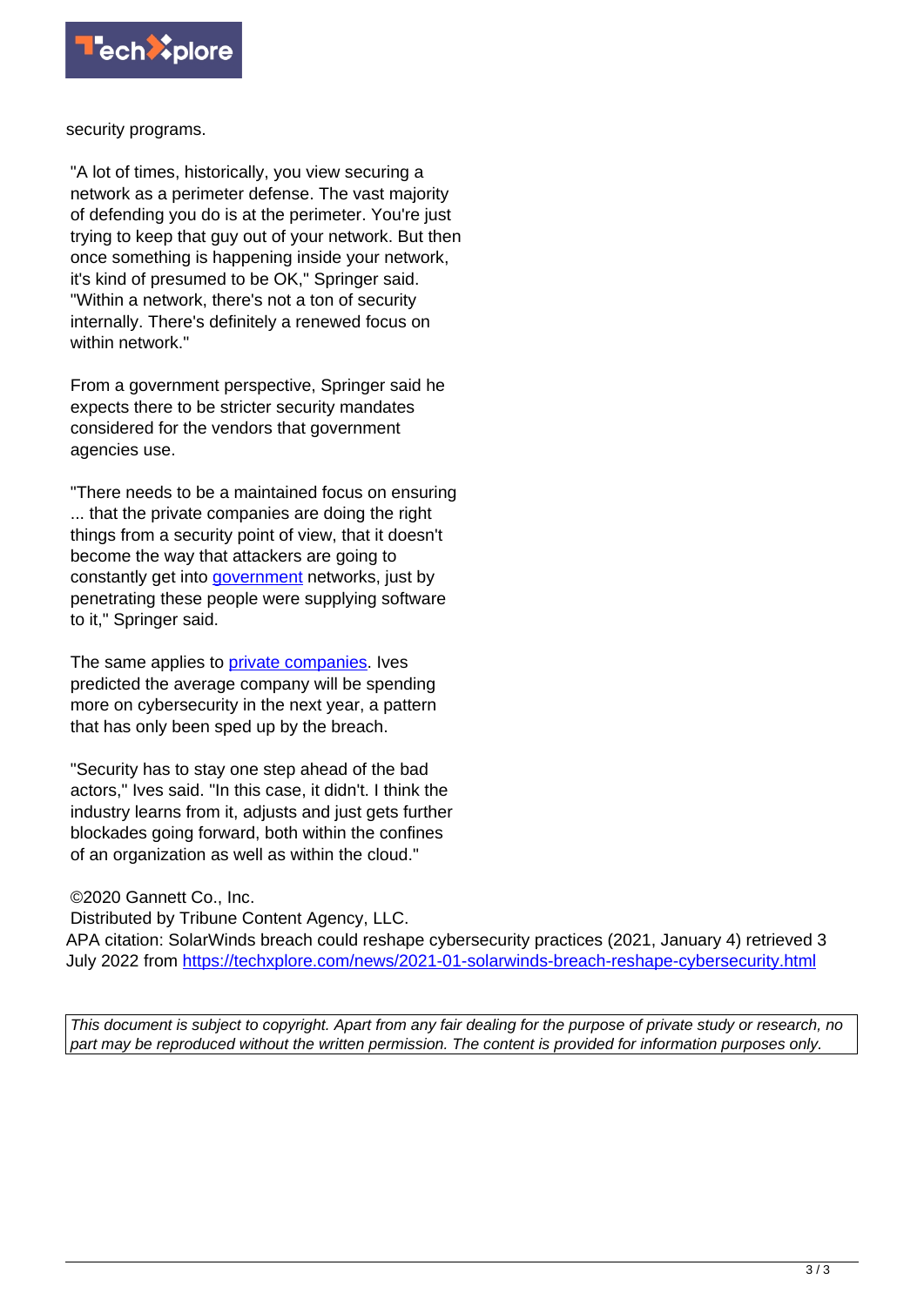security programs.

"A lot of times, historically, you view securing a network as a perimeter defense. The vast majority of defending you do is at the perimeter. You're just trying to keep that guy out of your network. But then once something is happening inside your network, it's kind of presumed to be OK," Springer said. "Within a network, there's not a ton of security internally. There's definitely a renewed focus on within network."

From a government perspective, Springer said he expects there to be stricter security mandates considered for the vendors that government agencies use.

"There needs to be a maintained focus on ensuring ... that the private companies are doing the right things from a security point of view, that it doesn't become the way that attackers are going to constantly get into government networks, just by penetrating these people were supplying software to it," Springer said.

The same applies to private companies. Ives predicted the average company will be spending more on cybersecurity in the next year, a pattern that has only been sped up by the breach.

"Security has to stay one step ahead of the bad actors," Ives said. "In this case, it didn't. I think the industry learns from it, adjusts and just gets further blockades going forward, both within the confines of an organization as well as within the cloud."

©2020 Gannett Co., Inc.
Distributed by Tribune Content Agency, LLC.

APA citation: SolarWinds breach could reshape cybersecurity practices (2021, January 4) retrieved 3 July 2022 from https://techxplore.com/news/2021-01-solarwinds-breach-reshape-cybersecurity.html

*This document is subject to copyright. Apart from any fair dealing for the purpose of private study or research, no part may be reproduced without the written permission. The content is provided for information purposes only.*